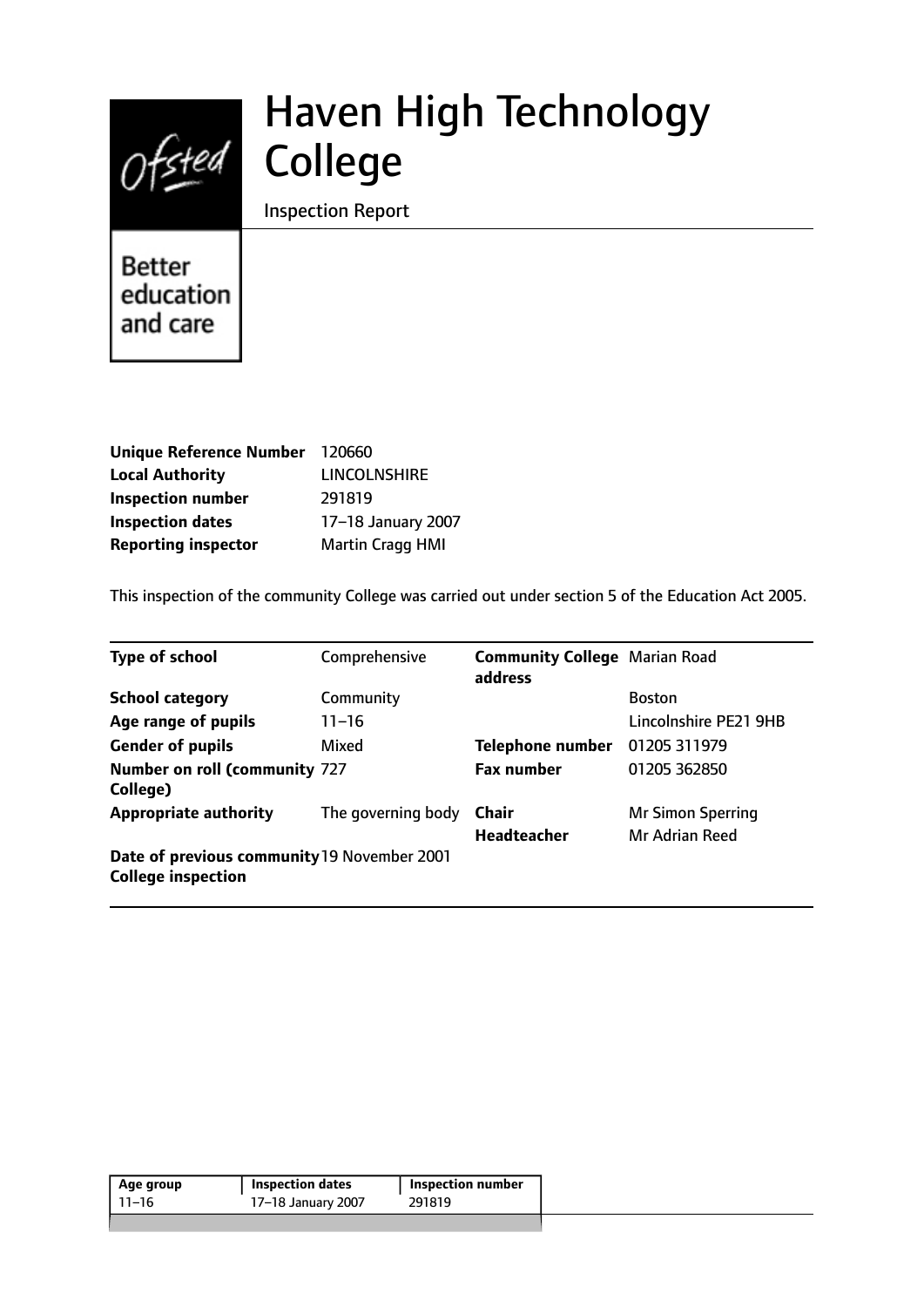# Haven High Technology College

Inspection Report

Better education and care

| | |
|---|---|
| **Unique Reference Number** | 120660 |
| **Local Authority** | LINCOLNSHIRE |
| **Inspection number** | 291819 |
| **Inspection dates** | 17–18 January 2007 |
| **Reporting inspector** | Martin Cragg HMI |

This inspection of the community College was carried out under section 5 of the Education Act 2005.

| | | | |
|---|---|---|---|
| **Type of school** | Comprehensive | **Community College address** | Marian Road |
| **School category** | Community | | Boston |
| **Age range of pupils** | 11–16 | | Lincolnshire PE21 9HB |
| **Gender of pupils** | Mixed | **Telephone number** | 01205 311979 |
| **Number on roll (community College)** | 727 | **Fax number** | 01205 362850 |
| **Appropriate authority** | The governing body | **Chair** | Mr Simon Sperring |
| | | **Headteacher** | Mr Adrian Reed |
| **Date of previous community College inspection** | 19 November 2001 | | |

| Age group | Inspection dates | Inspection number |
|---|---|---|
| 11–16 | 17–18 January 2007 | 291819 |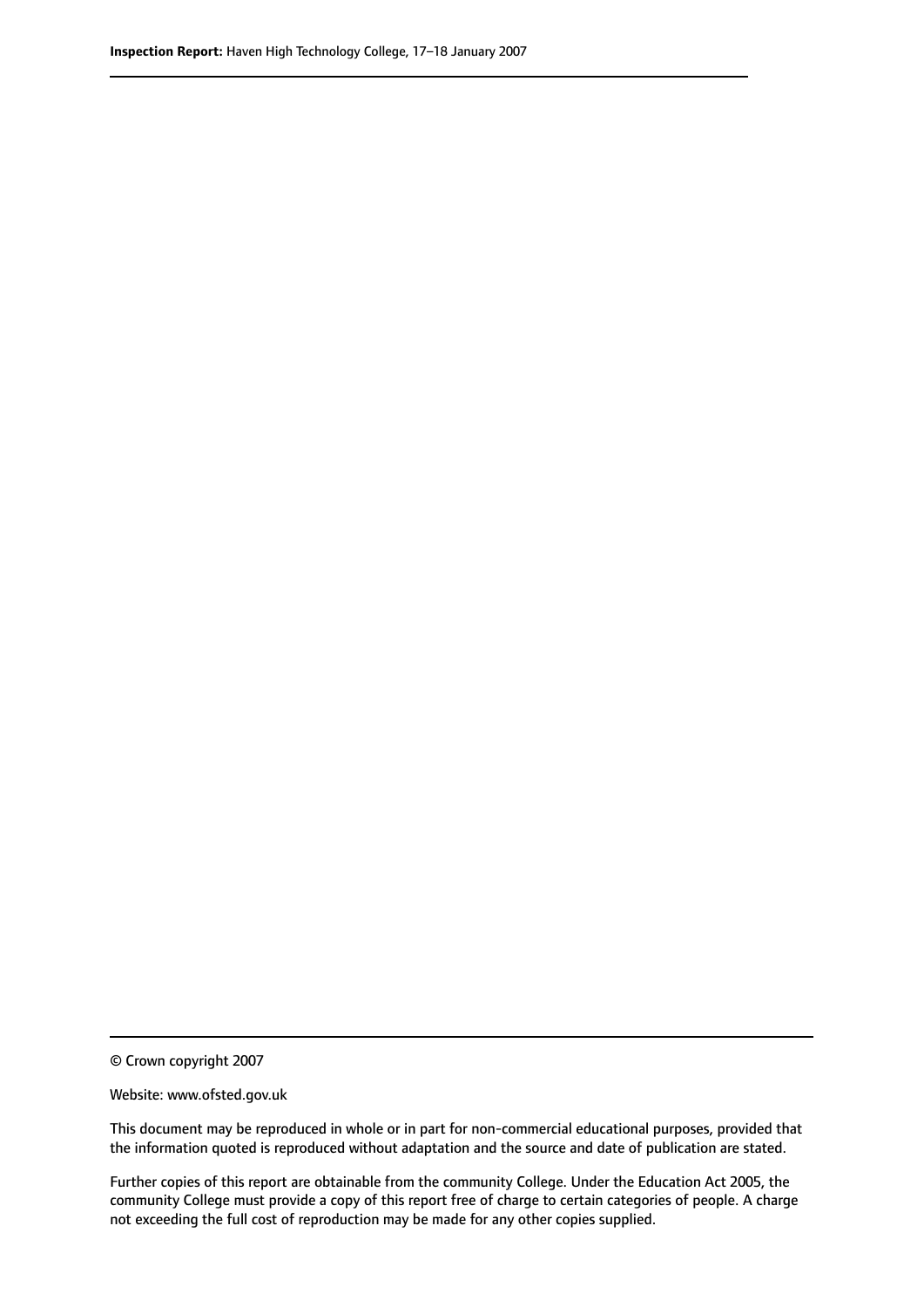© Crown copyright 2007

Website: www.ofsted.gov.uk

This document may be reproduced in whole or in part for non-commercial educational purposes, provided that the information quoted is reproduced without adaptation and the source and date of publication are stated.

Further copies of this report are obtainable from the community College. Under the Education Act 2005, the community College must provide a copy of this report free of charge to certain categories of people. A charge not exceeding the full cost of reproduction may be made for any other copies supplied.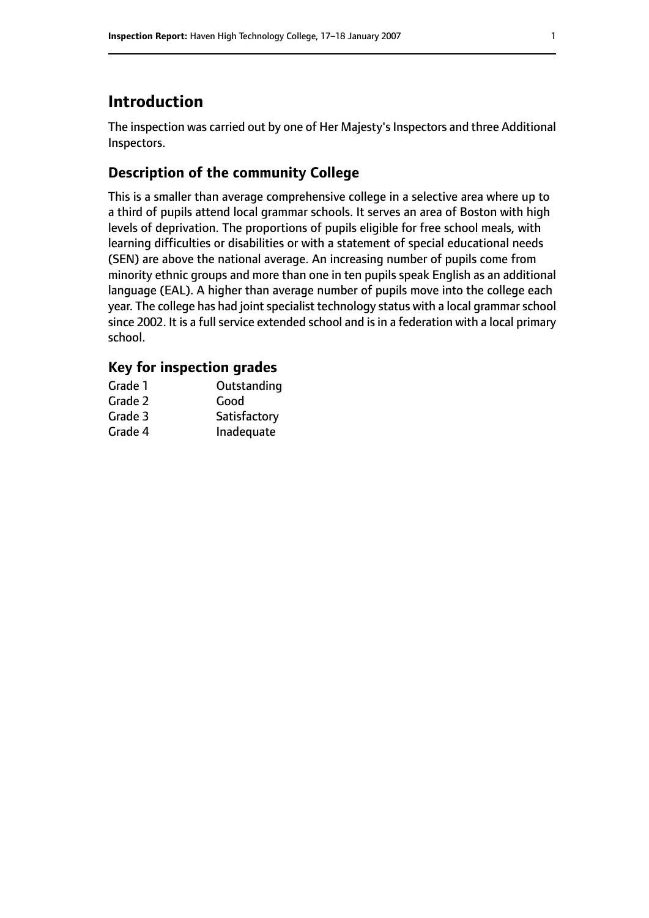## Introduction

The inspection was carried out by one of Her Majesty's Inspectors and three Additional Inspectors.

### Description of the community College

This is a smaller than average comprehensive college in a selective area where up to a third of pupils attend local grammar schools. It serves an area of Boston with high levels of deprivation. The proportions of pupils eligible for free school meals, with learning difficulties or disabilities or with a statement of special educational needs (SEN) are above the national average. An increasing number of pupils come from minority ethnic groups and more than one in ten pupils speak English as an additional language (EAL). A higher than average number of pupils move into the college each year. The college has had joint specialist technology status with a local grammar school since 2002. It is a full service extended school and is in a federation with a local primary school.

### Key for inspection grades

| | |
|---|---|
| Grade 1 | Outstanding |
| Grade 2 | Good |
| Grade 3 | Satisfactory |
| Grade 4 | Inadequate |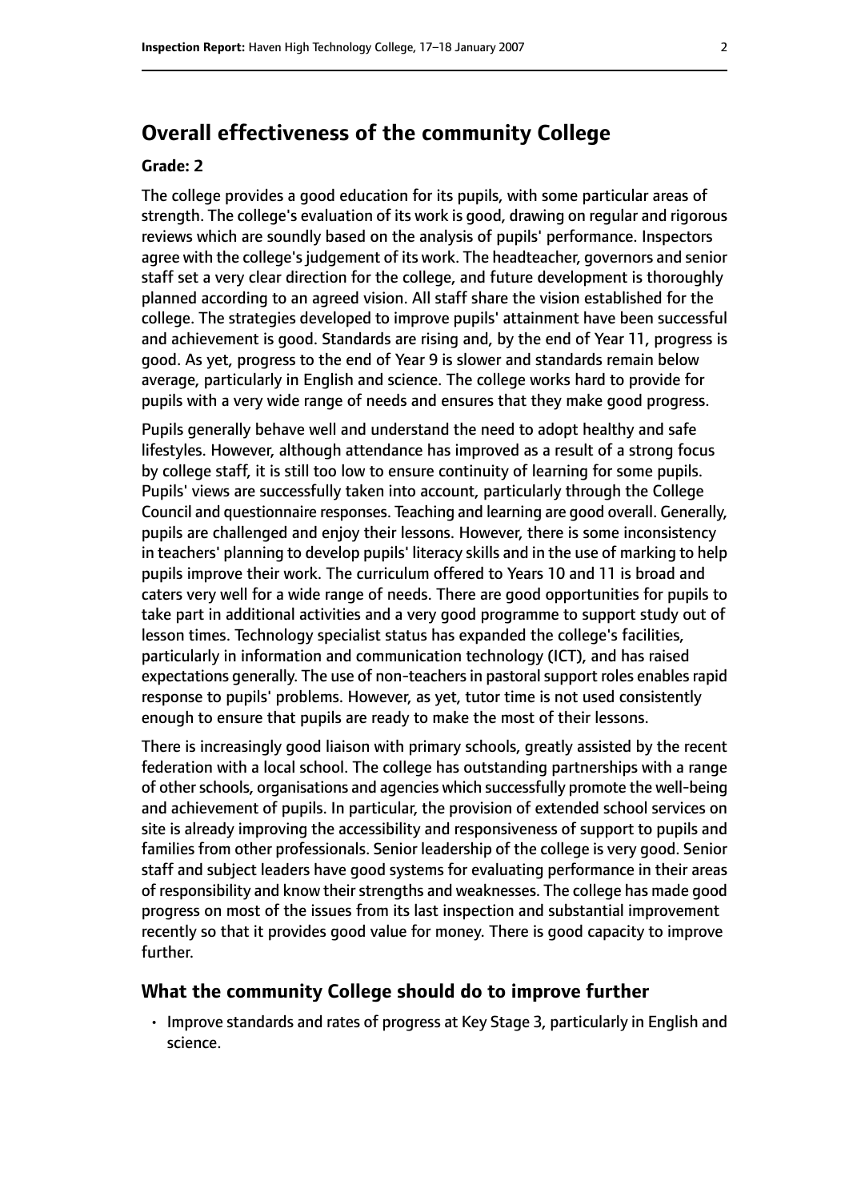## Overall effectiveness of the community College

**Grade: 2**

The college provides a good education for its pupils, with some particular areas of strength. The college's evaluation of its work is good, drawing on regular and rigorous reviews which are soundly based on the analysis of pupils' performance. Inspectors agree with the college's judgement of its work. The headteacher, governors and senior staff set a very clear direction for the college, and future development is thoroughly planned according to an agreed vision. All staff share the vision established for the college. The strategies developed to improve pupils' attainment have been successful and achievement is good. Standards are rising and, by the end of Year 11, progress is good. As yet, progress to the end of Year 9 is slower and standards remain below average, particularly in English and science. The college works hard to provide for pupils with a very wide range of needs and ensures that they make good progress.

Pupils generally behave well and understand the need to adopt healthy and safe lifestyles. However, although attendance has improved as a result of a strong focus by college staff, it is still too low to ensure continuity of learning for some pupils. Pupils' views are successfully taken into account, particularly through the College Council and questionnaire responses. Teaching and learning are good overall. Generally, pupils are challenged and enjoy their lessons. However, there is some inconsistency in teachers' planning to develop pupils' literacy skills and in the use of marking to help pupils improve their work. The curriculum offered to Years 10 and 11 is broad and caters very well for a wide range of needs. There are good opportunities for pupils to take part in additional activities and a very good programme to support study out of lesson times. Technology specialist status has expanded the college's facilities, particularly in information and communication technology (ICT), and has raised expectations generally. The use of non-teachers in pastoral support roles enables rapid response to pupils' problems. However, as yet, tutor time is not used consistently enough to ensure that pupils are ready to make the most of their lessons.

There is increasingly good liaison with primary schools, greatly assisted by the recent federation with a local school. The college has outstanding partnerships with a range of other schools, organisations and agencies which successfully promote the well-being and achievement of pupils. In particular, the provision of extended school services on site is already improving the accessibility and responsiveness of support to pupils and families from other professionals. Senior leadership of the college is very good. Senior staff and subject leaders have good systems for evaluating performance in their areas of responsibility and know their strengths and weaknesses. The college has made good progress on most of the issues from its last inspection and substantial improvement recently so that it provides good value for money. There is good capacity to improve further.

### What the community College should do to improve further

- Improve standards and rates of progress at Key Stage 3, particularly in English and science.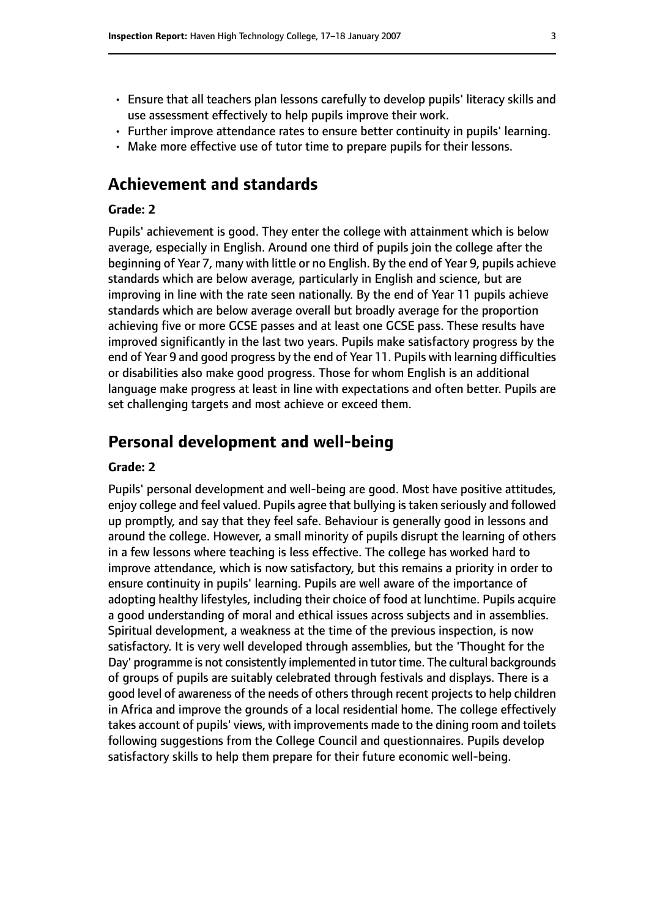- Ensure that all teachers plan lessons carefully to develop pupils' literacy skills and use assessment effectively to help pupils improve their work.
- Further improve attendance rates to ensure better continuity in pupils' learning.
- Make more effective use of tutor time to prepare pupils for their lessons.

## Achievement and standards

### Grade: 2

Pupils' achievement is good. They enter the college with attainment which is below average, especially in English. Around one third of pupils join the college after the beginning of Year 7, many with little or no English. By the end of Year 9, pupils achieve standards which are below average, particularly in English and science, but are improving in line with the rate seen nationally. By the end of Year 11 pupils achieve standards which are below average overall but broadly average for the proportion achieving five or more GCSE passes and at least one GCSE pass. These results have improved significantly in the last two years. Pupils make satisfactory progress by the end of Year 9 and good progress by the end of Year 11. Pupils with learning difficulties or disabilities also make good progress. Those for whom English is an additional language make progress at least in line with expectations and often better. Pupils are set challenging targets and most achieve or exceed them.

## Personal development and well-being

### Grade: 2

Pupils' personal development and well-being are good. Most have positive attitudes, enjoy college and feel valued. Pupils agree that bullying is taken seriously and followed up promptly, and say that they feel safe. Behaviour is generally good in lessons and around the college. However, a small minority of pupils disrupt the learning of others in a few lessons where teaching is less effective. The college has worked hard to improve attendance, which is now satisfactory, but this remains a priority in order to ensure continuity in pupils' learning. Pupils are well aware of the importance of adopting healthy lifestyles, including their choice of food at lunchtime. Pupils acquire a good understanding of moral and ethical issues across subjects and in assemblies. Spiritual development, a weakness at the time of the previous inspection, is now satisfactory. It is very well developed through assemblies, but the 'Thought for the Day' programme is not consistently implemented in tutor time. The cultural backgrounds of groups of pupils are suitably celebrated through festivals and displays. There is a good level of awareness of the needs of others through recent projects to help children in Africa and improve the grounds of a local residential home. The college effectively takes account of pupils' views, with improvements made to the dining room and toilets following suggestions from the College Council and questionnaires. Pupils develop satisfactory skills to help them prepare for their future economic well-being.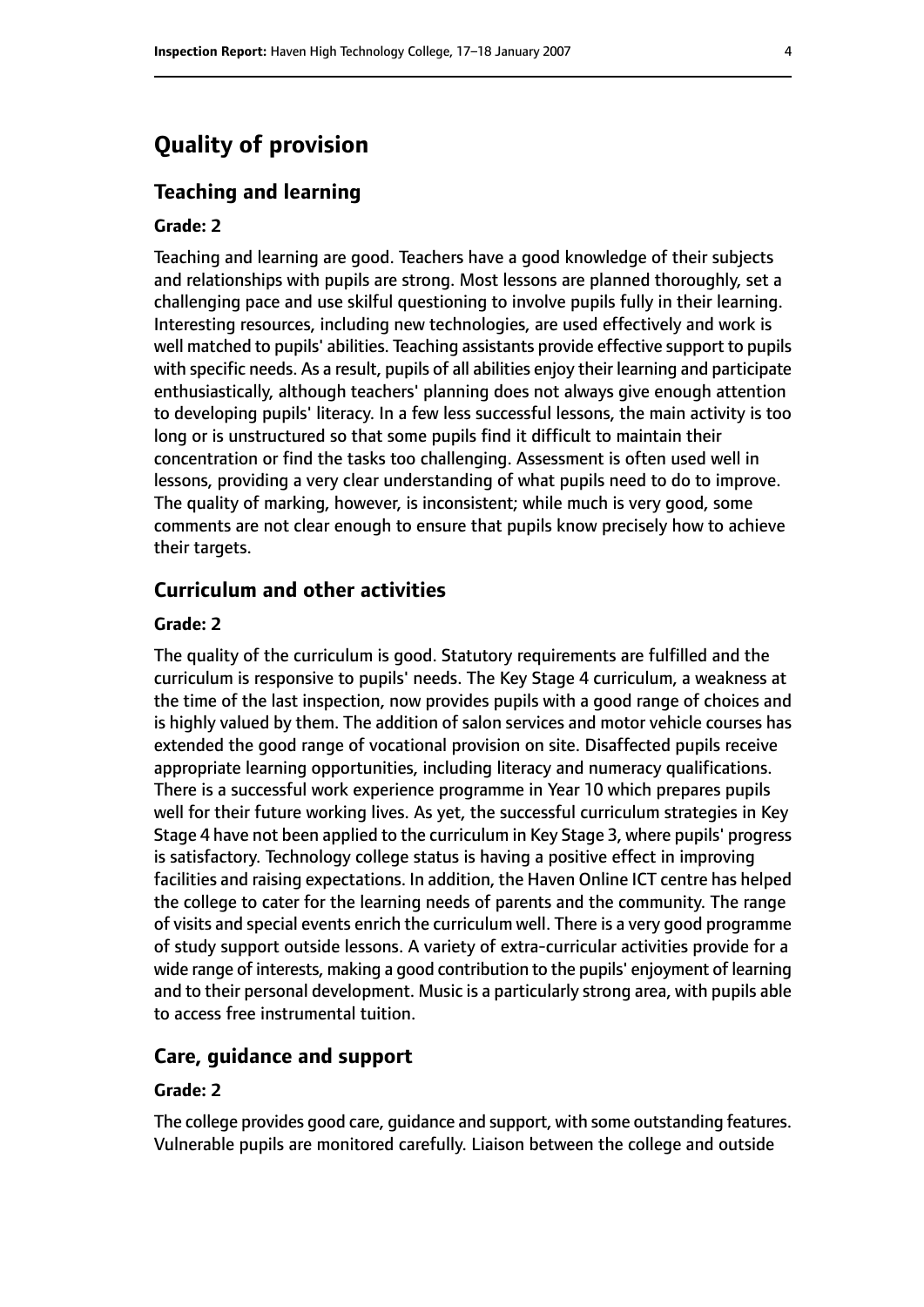# Quality of provision

## Teaching and learning

#### Grade: 2

Teaching and learning are good. Teachers have a good knowledge of their subjects and relationships with pupils are strong. Most lessons are planned thoroughly, set a challenging pace and use skilful questioning to involve pupils fully in their learning. Interesting resources, including new technologies, are used effectively and work is well matched to pupils' abilities. Teaching assistants provide effective support to pupils with specific needs. As a result, pupils of all abilities enjoy their learning and participate enthusiastically, although teachers' planning does not always give enough attention to developing pupils' literacy. In a few less successful lessons, the main activity is too long or is unstructured so that some pupils find it difficult to maintain their concentration or find the tasks too challenging. Assessment is often used well in lessons, providing a very clear understanding of what pupils need to do to improve. The quality of marking, however, is inconsistent; while much is very good, some comments are not clear enough to ensure that pupils know precisely how to achieve their targets.

## Curriculum and other activities

#### Grade: 2

The quality of the curriculum is good. Statutory requirements are fulfilled and the curriculum is responsive to pupils' needs. The Key Stage 4 curriculum, a weakness at the time of the last inspection, now provides pupils with a good range of choices and is highly valued by them. The addition of salon services and motor vehicle courses has extended the good range of vocational provision on site. Disaffected pupils receive appropriate learning opportunities, including literacy and numeracy qualifications. There is a successful work experience programme in Year 10 which prepares pupils well for their future working lives. As yet, the successful curriculum strategies in Key Stage 4 have not been applied to the curriculum in Key Stage 3, where pupils' progress is satisfactory. Technology college status is having a positive effect in improving facilities and raising expectations. In addition, the Haven Online ICT centre has helped the college to cater for the learning needs of parents and the community. The range of visits and special events enrich the curriculum well. There is a very good programme of study support outside lessons. A variety of extra-curricular activities provide for a wide range of interests, making a good contribution to the pupils' enjoyment of learning and to their personal development. Music is a particularly strong area, with pupils able to access free instrumental tuition.

## Care, guidance and support

#### Grade: 2

The college provides good care, guidance and support, with some outstanding features. Vulnerable pupils are monitored carefully. Liaison between the college and outside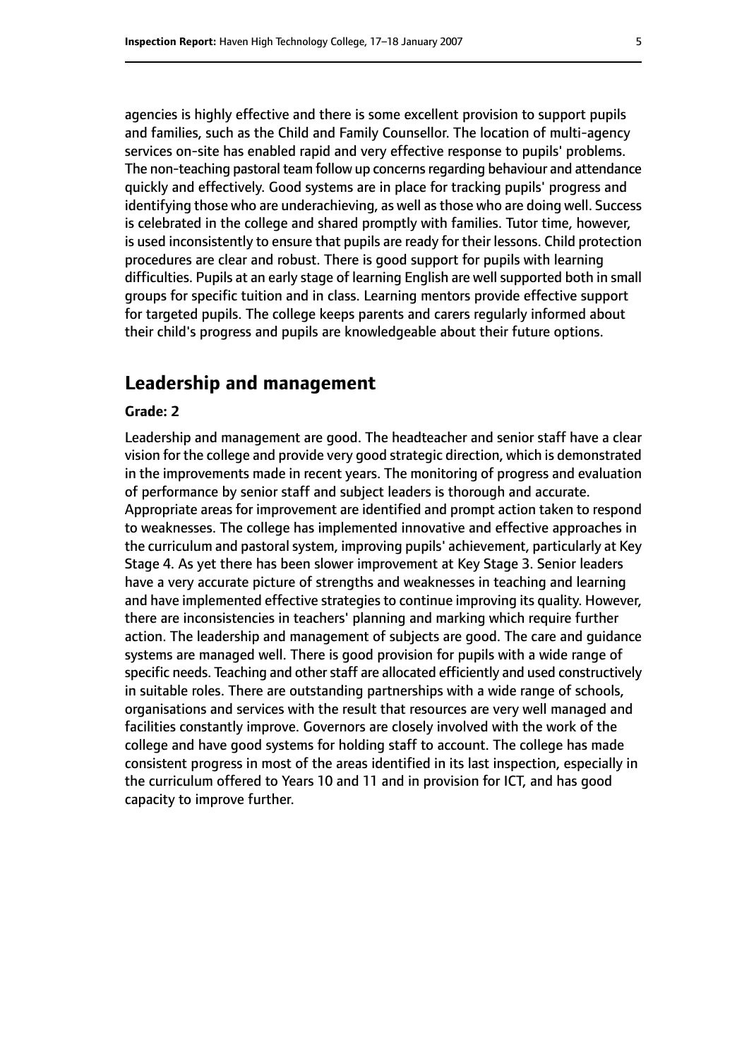agencies is highly effective and there is some excellent provision to support pupils and families, such as the Child and Family Counsellor. The location of multi-agency services on-site has enabled rapid and very effective response to pupils' problems. The non-teaching pastoral team follow up concerns regarding behaviour and attendance quickly and effectively. Good systems are in place for tracking pupils' progress and identifying those who are underachieving, as well as those who are doing well. Success is celebrated in the college and shared promptly with families. Tutor time, however, is used inconsistently to ensure that pupils are ready for their lessons. Child protection procedures are clear and robust. There is good support for pupils with learning difficulties. Pupils at an early stage of learning English are well supported both in small groups for specific tuition and in class. Learning mentors provide effective support for targeted pupils. The college keeps parents and carers regularly informed about their child's progress and pupils are knowledgeable about their future options.

## Leadership and management

**Grade: 2**

Leadership and management are good. The headteacher and senior staff have a clear vision for the college and provide very good strategic direction, which is demonstrated in the improvements made in recent years. The monitoring of progress and evaluation of performance by senior staff and subject leaders is thorough and accurate. Appropriate areas for improvement are identified and prompt action taken to respond to weaknesses. The college has implemented innovative and effective approaches in the curriculum and pastoral system, improving pupils' achievement, particularly at Key Stage 4. As yet there has been slower improvement at Key Stage 3. Senior leaders have a very accurate picture of strengths and weaknesses in teaching and learning and have implemented effective strategies to continue improving its quality. However, there are inconsistencies in teachers' planning and marking which require further action. The leadership and management of subjects are good. The care and guidance systems are managed well. There is good provision for pupils with a wide range of specific needs. Teaching and other staff are allocated efficiently and used constructively in suitable roles. There are outstanding partnerships with a wide range of schools, organisations and services with the result that resources are very well managed and facilities constantly improve. Governors are closely involved with the work of the college and have good systems for holding staff to account. The college has made consistent progress in most of the areas identified in its last inspection, especially in the curriculum offered to Years 10 and 11 and in provision for ICT, and has good capacity to improve further.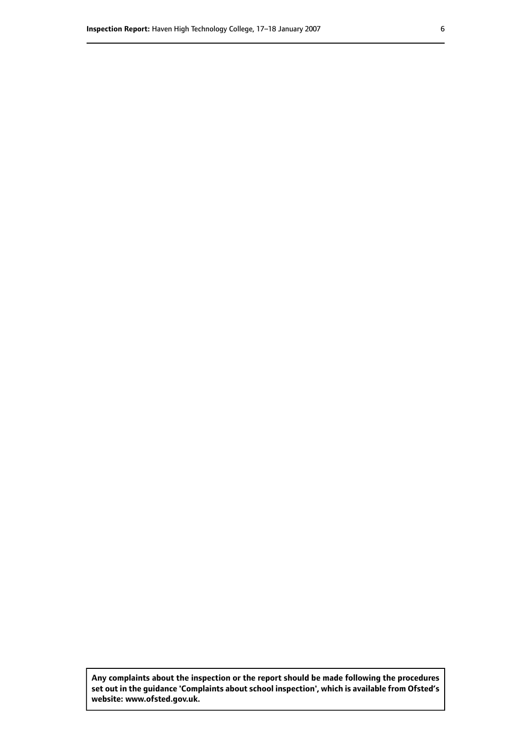**Any complaints about the inspection or the report should be made following the procedures set out in the guidance 'Complaints about school inspection', which is available from Ofsted's website: www.ofsted.gov.uk.**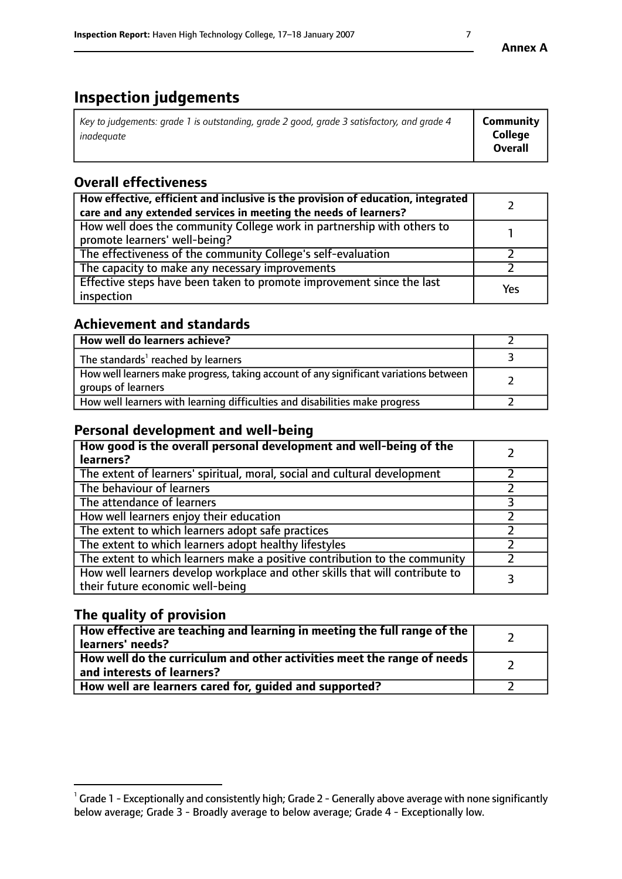Annex A

# Inspection judgements

| *Key to judgements: grade 1 is outstanding, grade 2 good, grade 3 satisfactory, and grade 4 inadequate* | **Community College Overall** |
|---|---|

## Overall effectiveness

| | |
|---|---|
| **How effective, efficient and inclusive is the provision of education, integrated care and any extended services in meeting the needs of learners?** | 2 |
| How well does the community College work in partnership with others to promote learners' well-being? | 1 |
| The effectiveness of the community College's self-evaluation | 2 |
| The capacity to make any necessary improvements | 2 |
| Effective steps have been taken to promote improvement since the last inspection | Yes |

## Achievement and standards

| | |
|---|---|
| **How well do learners achieve?** | 2 |
| The standards[1] reached by learners | 3 |
| How well learners make progress, taking account of any significant variations between groups of learners | 2 |
| How well learners with learning difficulties and disabilities make progress | 2 |

## Personal development and well-being

| | |
|---|---|
| **How good is the overall personal development and well-being of the learners?** | 2 |
| The extent of learners' spiritual, moral, social and cultural development | 2 |
| The behaviour of learners | 2 |
| The attendance of learners | 3 |
| How well learners enjoy their education | 2 |
| The extent to which learners adopt safe practices | 2 |
| The extent to which learners adopt healthy lifestyles | 2 |
| The extent to which learners make a positive contribution to the community | 2 |
| How well learners develop workplace and other skills that will contribute to their future economic well-being | 3 |

## The quality of provision

| | |
|---|---|
| **How effective are teaching and learning in meeting the full range of the learners' needs?** | 2 |
| **How well do the curriculum and other activities meet the range of needs and interests of learners?** | 2 |
| **How well are learners cared for, guided and supported?** | 2 |

[1] Grade 1 - Exceptionally and consistently high; Grade 2 - Generally above average with none significantly below average; Grade 3 - Broadly average to below average; Grade 4 - Exceptionally low.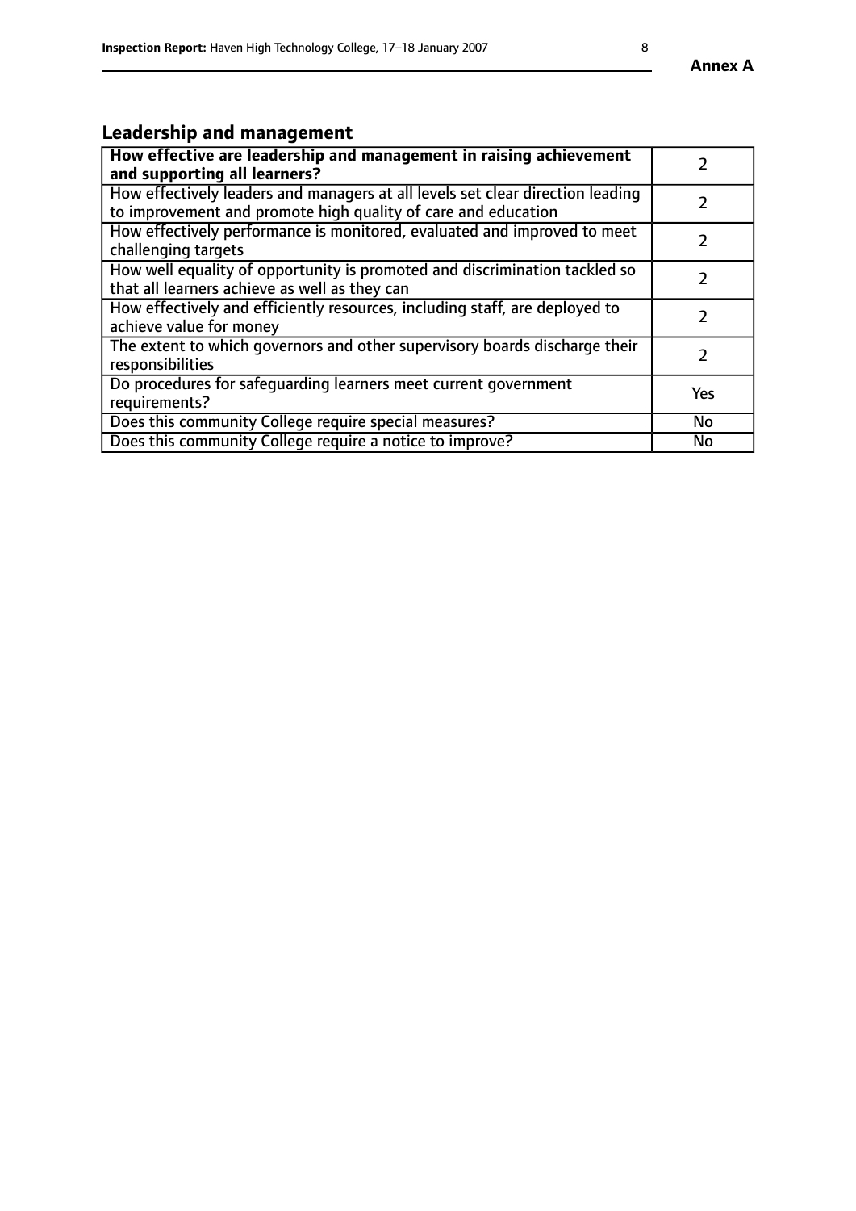## Leadership and management

| **How effective are leadership and management in raising achievement and supporting all learners?** | 2 |
|---|---|
| How effectively leaders and managers at all levels set clear direction leading to improvement and promote high quality of care and education | 2 |
| How effectively performance is monitored, evaluated and improved to meet challenging targets | 2 |
| How well equality of opportunity is promoted and discrimination tackled so that all learners achieve as well as they can | 2 |
| How effectively and efficiently resources, including staff, are deployed to achieve value for money | 2 |
| The extent to which governors and other supervisory boards discharge their responsibilities | 2 |
| Do procedures for safeguarding learners meet current government requirements? | Yes |
| Does this community College require special measures? | No |
| Does this community College require a notice to improve? | No |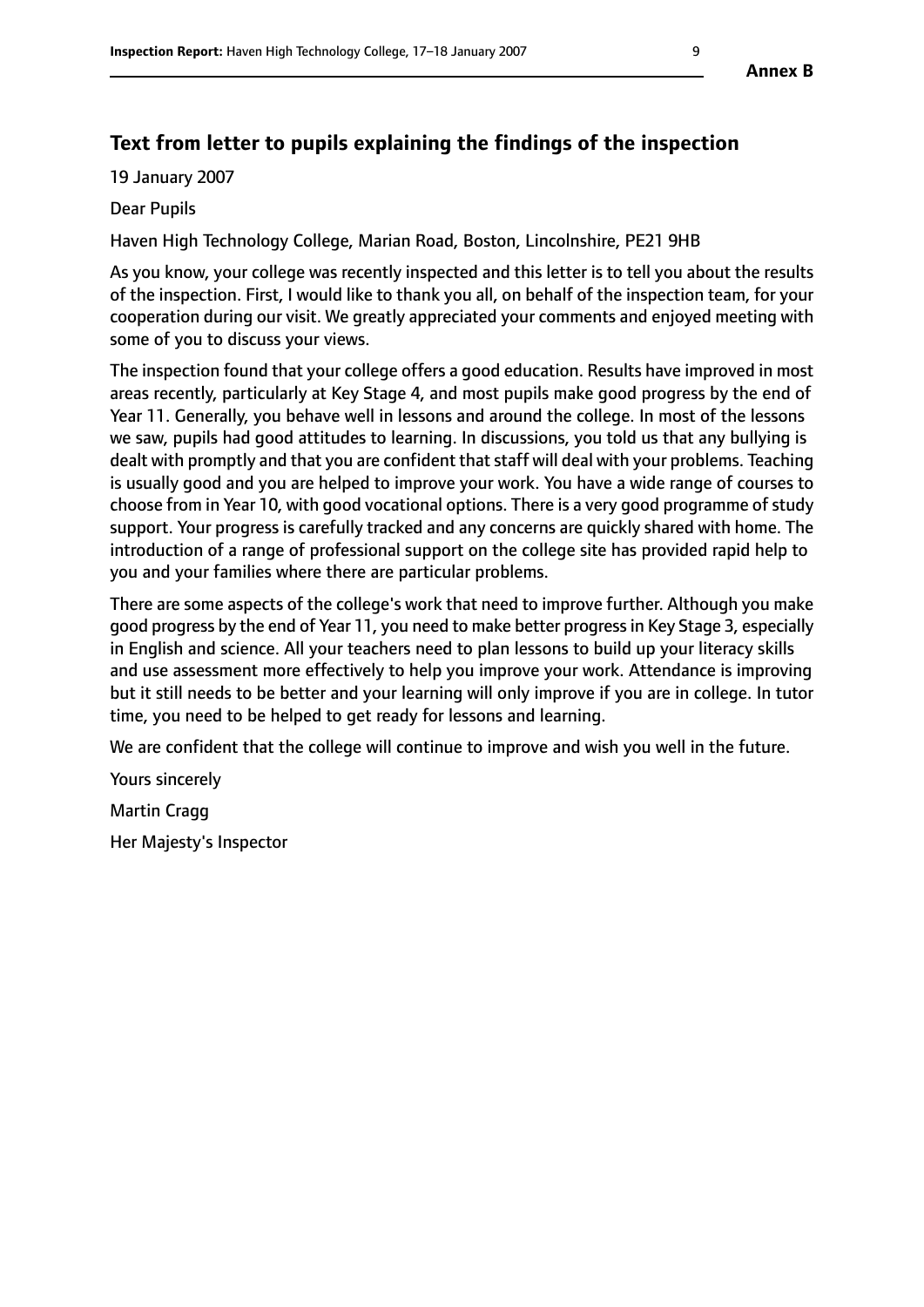**Annex B**

## Text from letter to pupils explaining the findings of the inspection

19 January 2007

Dear Pupils

Haven High Technology College, Marian Road, Boston, Lincolnshire, PE21 9HB

As you know, your college was recently inspected and this letter is to tell you about the results of the inspection. First, I would like to thank you all, on behalf of the inspection team, for your cooperation during our visit. We greatly appreciated your comments and enjoyed meeting with some of you to discuss your views.

The inspection found that your college offers a good education. Results have improved in most areas recently, particularly at Key Stage 4, and most pupils make good progress by the end of Year 11. Generally, you behave well in lessons and around the college. In most of the lessons we saw, pupils had good attitudes to learning. In discussions, you told us that any bullying is dealt with promptly and that you are confident that staff will deal with your problems. Teaching is usually good and you are helped to improve your work. You have a wide range of courses to choose from in Year 10, with good vocational options. There is a very good programme of study support. Your progress is carefully tracked and any concerns are quickly shared with home. The introduction of a range of professional support on the college site has provided rapid help to you and your families where there are particular problems.

There are some aspects of the college's work that need to improve further. Although you make good progress by the end of Year 11, you need to make better progress in Key Stage 3, especially in English and science. All your teachers need to plan lessons to build up your literacy skills and use assessment more effectively to help you improve your work. Attendance is improving but it still needs to be better and your learning will only improve if you are in college. In tutor time, you need to be helped to get ready for lessons and learning.

We are confident that the college will continue to improve and wish you well in the future.

Yours sincerely

Martin Cragg

Her Majesty's Inspector